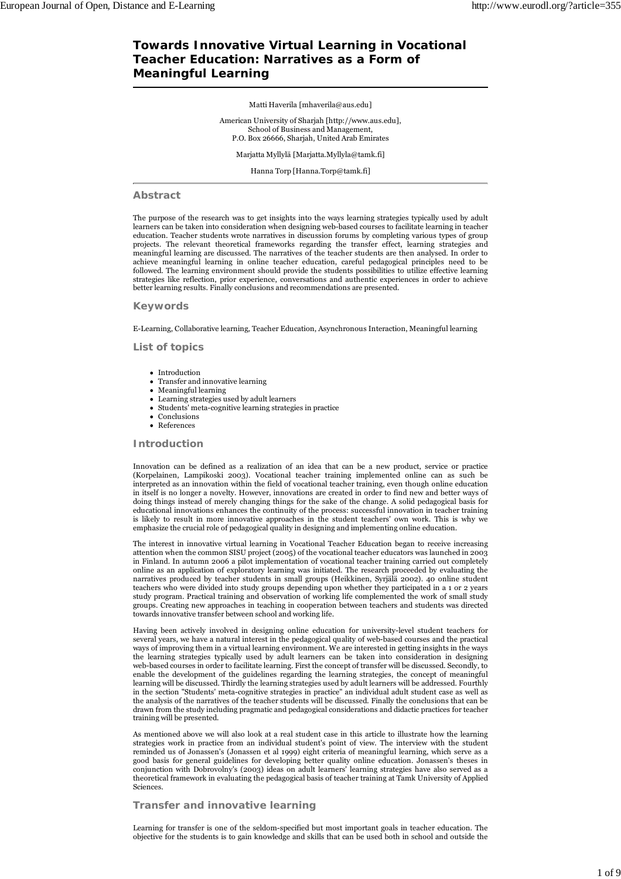# Towards Innovative Virtual Learning in Vocational Teacher Education: Narratives as a Form of Meaningful Learning

Matti Haverila [mhaverila@aus.edu]

American University of Sharjah [http://www.aus.edu],
School of Business and Management,
P.O. Box 26666, Sharjah, United Arab Emirates

Marjatta Myllylä [Marjatta.Myllyla@tamk.fi]

Hanna Torp [Hanna.Torp@tamk.fi]

## Abstract

The purpose of the research was to get insights into the ways learning strategies typically used by adult learners can be taken into consideration when designing web-based courses to facilitate learning in teacher education. Teacher students wrote narratives in discussion forums by completing various types of group projects. The relevant theoretical frameworks regarding the transfer effect, learning strategies and meaningful learning are discussed. The narratives of the teacher students are then analysed. In order to achieve meaningful learning in online teacher education, careful pedagogical principles need to be followed. The learning environment should provide the students possibilities to utilize effective learning strategies like reflection, prior experience, conversations and authentic experiences in order to achieve better learning results. Finally conclusions and recommendations are presented.

## Keywords

E-Learning, Collaborative learning, Teacher Education, Asynchronous Interaction, Meaningful learning

## List of topics

- Introduction
- Transfer and innovative learning
- Meaningful learning
- Learning strategies used by adult learners
- Students' meta-cognitive learning strategies in practice
- Conclusions
- References

## Introduction

Innovation can be defined as a realization of an idea that can be a new product, service or practice (Korpelainen, Lampikoski 2003). Vocational teacher training implemented online can as such be interpreted as an innovation within the field of vocational teacher training, even though online education in itself is no longer a novelty. However, innovations are created in order to find new and better ways of doing things instead of merely changing things for the sake of the change. A solid pedagogical basis for educational innovations enhances the continuity of the process: successful innovation in teacher training is likely to result in more innovative approaches in the student teachers' own work. This is why we emphasize the crucial role of pedagogical quality in designing and implementing online education.

The interest in innovative virtual learning in Vocational Teacher Education began to receive increasing attention when the common SISU project (2005) of the vocational teacher educators was launched in 2003 in Finland. In autumn 2006 a pilot implementation of vocational teacher training carried out completely online as an application of exploratory learning was initiated. The research proceeded by evaluating the narratives produced by teacher students in small groups (Heikkinen, Syrjälä 2002). 40 online student teachers who were divided into study groups depending upon whether they participated in a 1 or 2 years study program. Practical training and observation of working life complemented the work of small study groups. Creating new approaches in teaching in cooperation between teachers and students was directed towards innovative transfer between school and working life.

Having been actively involved in designing online education for university-level student teachers for several years, we have a natural interest in the pedagogical quality of web-based courses and the practical ways of improving them in a virtual learning environment. We are interested in getting insights in the ways the learning strategies typically used by adult learners can be taken into consideration in designing web-based courses in order to facilitate learning. First the concept of transfer will be discussed. Secondly, to enable the development of the guidelines regarding the learning strategies, the concept of meaningful learning will be discussed. Thirdly the learning strategies used by adult learners will be addressed. Fourthly in the section "Students' meta-cognitive strategies in practice" an individual adult student case as well as the analysis of the narratives of the teacher students will be discussed. Finally the conclusions that can be drawn from the study including pragmatic and pedagogical considerations and didactic practices for teacher training will be presented.

As mentioned above we will also look at a real student case in this article to illustrate how the learning strategies work in practice from an individual student's point of view. The interview with the student reminded us of Jonassen's (Jonassen et al 1999) eight criteria of meaningful learning, which serve as a good basis for general guidelines for developing better quality online education. Jonassen's theses in conjunction with Dobrovolny's (2003) ideas on adult learners' learning strategies have also served as a theoretical framework in evaluating the pedagogical basis of teacher training at Tamk University of Applied Sciences.

## Transfer and innovative learning

Learning for transfer is one of the seldom-specified but most important goals in teacher education. The objective for the students is to gain knowledge and skills that can be used both in school and outside the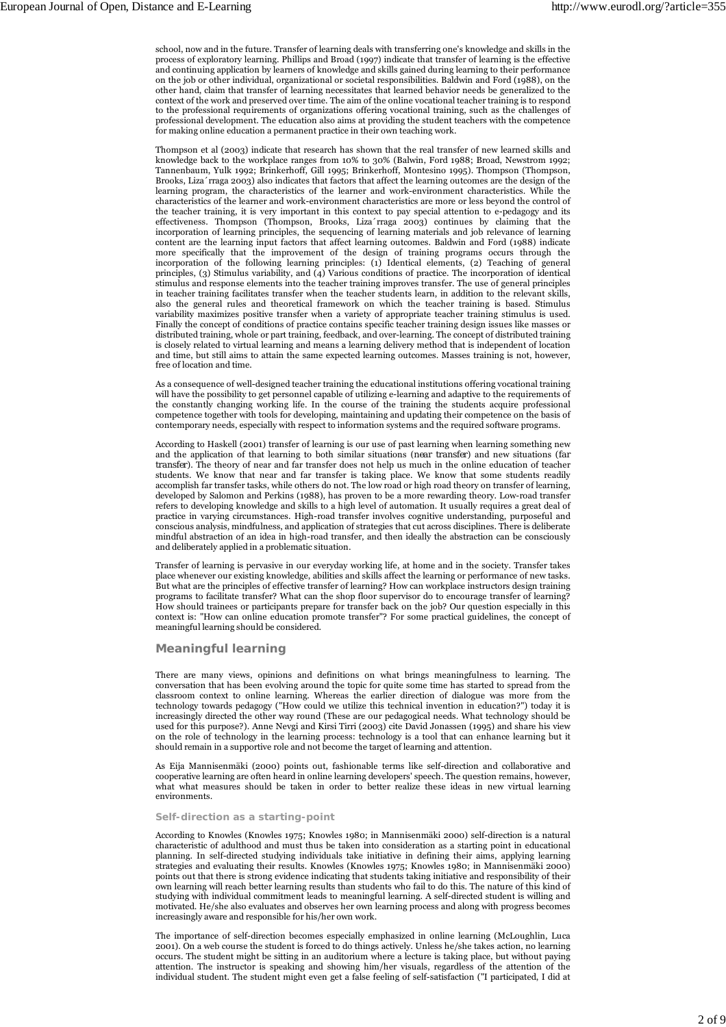school, now and in the future. Transfer of learning deals with transferring one's knowledge and skills in the process of exploratory learning. Phillips and Broad (1997) indicate that transfer of learning is the effective and continuing application by learners of knowledge and skills gained during learning to their performance on the job or other individual, organizational or societal responsibilities. Baldwin and Ford (1988), on the other hand, claim that transfer of learning necessitates that learned behavior needs be generalized to the context of the work and preserved over time. The aim of the online vocational teacher training is to respond to the professional requirements of organizations offering vocational training, such as the challenges of professional development. The education also aims at providing the student teachers with the competence for making online education a permanent practice in their own teaching work.

Thompson et al (2003) indicate that research has shown that the real transfer of new learned skills and knowledge back to the workplace ranges from 10% to 30% (Balwin, Ford 1988; Broad, Newstrom 1992; Tannenbaum, Yulk 1992; Brinkerhoff, Gill 1995; Brinkerhoff, Montesino 1995). Thompson (Thompson, Brooks, Liza´rraga 2003) also indicates that factors that affect the learning outcomes are the design of the learning program, the characteristics of the learner and work-environment characteristics. While the characteristics of the learner and work-environment characteristics are more or less beyond the control of the teacher training, it is very important in this context to pay special attention to e-pedagogy and its effectiveness. Thompson (Thompson, Brooks, Liza´rraga 2003) continues by claiming that the incorporation of learning principles, the sequencing of learning materials and job relevance of learning content are the learning input factors that affect learning outcomes. Baldwin and Ford (1988) indicate more specifically that the improvement of the design of training programs occurs through the incorporation of the following learning principles: (1) Identical elements, (2) Teaching of general principles, (3) Stimulus variability, and (4) Various conditions of practice. The incorporation of identical stimulus and response elements into the teacher training improves transfer. The use of general principles in teacher training facilitates transfer when the teacher students learn, in addition to the relevant skills, also the general rules and theoretical framework on which the teacher training is based. Stimulus variability maximizes positive transfer when a variety of appropriate teacher training stimulus is used. Finally the concept of conditions of practice contains specific teacher training design issues like masses or distributed training, whole or part training, feedback, and over-learning. The concept of distributed training is closely related to virtual learning and means a learning delivery method that is independent of location and time, but still aims to attain the same expected learning outcomes. Masses training is not, however, free of location and time.

As a consequence of well-designed teacher training the educational institutions offering vocational training will have the possibility to get personnel capable of utilizing e-learning and adaptive to the requirements of the constantly changing working life. In the course of the training the students acquire professional competence together with tools for developing, maintaining and updating their competence on the basis of contemporary needs, especially with respect to information systems and the required software programs.

According to Haskell (2001) transfer of learning is our use of past learning when learning something new and the application of that learning to both similar situations (*near transfer*) and new situations (*far transfer*). The theory of near and far transfer does not help us much in the online education of teacher students. We know that near and far transfer is taking place. We know that some students readily accomplish far transfer tasks, while others do not. The low road or high road theory on transfer of learning, developed by Salomon and Perkins (1988), has proven to be a more rewarding theory. Low-road transfer refers to developing knowledge and skills to a high level of automation. It usually requires a great deal of practice in varying circumstances. High-road transfer involves cognitive understanding, purposeful and conscious analysis, mindfulness, and application of strategies that cut across disciplines. There is deliberate mindful abstraction of an idea in high-road transfer, and then ideally the abstraction can be consciously and deliberately applied in a problematic situation.

Transfer of learning is pervasive in our everyday working life, at home and in the society. Transfer takes place whenever our existing knowledge, abilities and skills affect the learning or performance of new tasks. But what are the principles of effective transfer of learning? How can workplace instructors design training programs to facilitate transfer? What can the shop floor supervisor do to encourage transfer of learning? How should trainees or participants prepare for transfer back on the job? Our question especially in this context is: "How can online education promote transfer"? For some practical guidelines, the concept of meaningful learning should be considered.

## Meaningful learning

There are many views, opinions and definitions on what brings meaningfulness to learning. The conversation that has been evolving around the topic for quite some time has started to spread from the classroom context to online learning. Whereas the earlier direction of dialogue was more from the technology towards pedagogy ("How could we utilize this technical invention in education?") today it is increasingly directed the other way round (These are our pedagogical needs. What technology should be used for this purpose?). Anne Nevgi and Kirsi Tirri (2003) cite David Jonassen (1995) and share his view on the role of technology in the learning process: technology is a tool that can enhance learning but it should remain in a supportive role and not become the target of learning and attention.

As Eija Mannisenmäki (2000) points out, fashionable terms like self-direction and collaborative and cooperative learning are often heard in online learning developers' speech. The question remains, however, what what measures should be taken in order to better realize these ideas in new virtual learning environments.

### Self-direction as a starting-point

According to Knowles (Knowles 1975; Knowles 1980; in Mannisenmäki 2000) self-direction is a natural characteristic of adulthood and must thus be taken into consideration as a starting point in educational planning. In self-directed studying individuals take initiative in defining their aims, applying learning strategies and evaluating their results. Knowles (Knowles 1975; Knowles 1980; in Mannisenmäki 2000) points out that there is strong evidence indicating that students taking initiative and responsibility of their own learning will reach better learning results than students who fail to do this. The nature of this kind of studying with individual commitment leads to meaningful learning. A self-directed student is willing and motivated. He/she also evaluates and observes her own learning process and along with progress becomes increasingly aware and responsible for his/her own work.

The importance of self-direction becomes especially emphasized in online learning (McLoughlin, Luca 2001). On a web course the student is forced to do things actively. Unless he/she takes action, no learning occurs. The student might be sitting in an auditorium where a lecture is taking place, but without paying attention. The instructor is speaking and showing him/her visuals, regardless of the attention of the individual student. The student might even get a false feeling of self-satisfaction ("I participated, I did at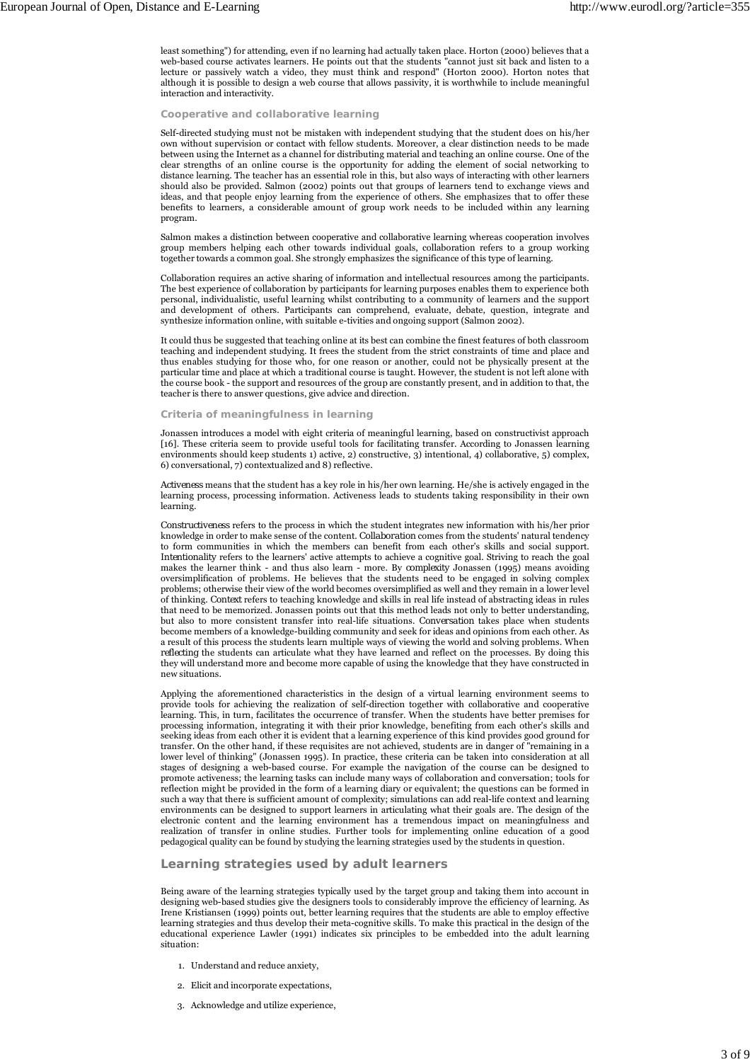least something") for attending, even if no learning had actually taken place. Horton (2000) believes that a web-based course activates learners. He points out that the students "cannot just sit back and listen to a lecture or passively watch a video, they must think and respond" (Horton 2000). Horton notes that although it is possible to design a web course that allows passivity, it is worthwhile to include meaningful interaction and interactivity.

### Cooperative and collaborative learning

Self-directed studying must not be mistaken with independent studying that the student does on his/her own without supervision or contact with fellow students. Moreover, a clear distinction needs to be made between using the Internet as a channel for distributing material and teaching an online course. One of the clear strengths of an online course is the opportunity for adding the element of social networking to distance learning. The teacher has an essential role in this, but also ways of interacting with other learners should also be provided. Salmon (2002) points out that groups of learners tend to exchange views and ideas, and that people enjoy learning from the experience of others. She emphasizes that to offer these benefits to learners, a considerable amount of group work needs to be included within any learning program.

Salmon makes a distinction between cooperative and collaborative learning whereas cooperation involves group members helping each other towards individual goals, collaboration refers to a group working together towards a common goal. She strongly emphasizes the significance of this type of learning.

Collaboration requires an active sharing of information and intellectual resources among the participants. The best experience of collaboration by participants for learning purposes enables them to experience both personal, individualistic, useful learning whilst contributing to a community of learners and the support and development of others. Participants can comprehend, evaluate, debate, question, integrate and synthesize information online, with suitable e-tivities and ongoing support (Salmon 2002).

It could thus be suggested that teaching online at its best can combine the finest features of both classroom teaching and independent studying. It frees the student from the strict constraints of time and place and thus enables studying for those who, for one reason or another, could not be physically present at the particular time and place at which a traditional course is taught. However, the student is not left alone with the course book - the support and resources of the group are constantly present, and in addition to that, the teacher is there to answer questions, give advice and direction.

### Criteria of meaningfulness in learning

Jonassen introduces a model with eight criteria of meaningful learning, based on constructivist approach [16]. These criteria seem to provide useful tools for facilitating transfer. According to Jonassen learning environments should keep students 1) active, 2) constructive, 3) intentional, 4) collaborative, 5) complex, 6) conversational, 7) contextualized and 8) reflective.

*Activeness* means that the student has a key role in his/her own learning. He/she is actively engaged in the learning process, processing information. Activeness leads to students taking responsibility in their own learning.

*Constructiveness* refers to the process in which the student integrates new information with his/her prior knowledge in order to make sense of the content. *Collaboration* comes from the students' natural tendency to form communities in which the members can benefit from each other's skills and social support. *Intentionality* refers to the learners' active attempts to achieve a cognitive goal. Striving to reach the goal makes the learner think - and thus also learn - more. By *complexity* Jonassen (1995) means avoiding oversimplification of problems. He believes that the students need to be engaged in solving complex problems; otherwise their view of the world becomes oversimplified as well and they remain in a lower level of thinking. *Context* refers to teaching knowledge and skills in real life instead of abstracting ideas in rules that need to be memorized. Jonassen points out that this method leads not only to better understanding, but also to more consistent transfer into real-life situations. *Conversation* takes place when students become members of a knowledge-building community and seek for ideas and opinions from each other. As a result of this process the students learn multiple ways of viewing the world and solving problems. When *reflecting* the students can articulate what they have learned and reflect on the processes. By doing this they will understand more and become more capable of using the knowledge that they have constructed in new situations.

Applying the aforementioned characteristics in the design of a virtual learning environment seems to provide tools for achieving the realization of self-direction together with collaborative and cooperative learning. This, in turn, facilitates the occurrence of transfer. When the students have better premises for processing information, integrating it with their prior knowledge, benefiting from each other's skills and seeking ideas from each other it is evident that a learning experience of this kind provides good ground for transfer. On the other hand, if these requisites are not achieved, students are in danger of "remaining in a lower level of thinking" (Jonassen 1995). In practice, these criteria can be taken into consideration at all stages of designing a web-based course. For example the navigation of the course can be designed to promote activeness; the learning tasks can include many ways of collaboration and conversation; tools for reflection might be provided in the form of a learning diary or equivalent; the questions can be formed in such a way that there is sufficient amount of complexity; simulations can add real-life context and learning environments can be designed to support learners in articulating what their goals are. The design of the electronic content and the learning environment has a tremendous impact on meaningfulness and realization of transfer in online studies. Further tools for implementing online education of a good pedagogical quality can be found by studying the learning strategies used by the students in question.

## Learning strategies used by adult learners

Being aware of the learning strategies typically used by the target group and taking them into account in designing web-based studies give the designers tools to considerably improve the efficiency of learning. As Irene Kristiansen (1999) points out, better learning requires that the students are able to employ effective learning strategies and thus develop their meta-cognitive skills. To make this practical in the design of the educational experience Lawler (1991) indicates six principles to be embedded into the adult learning situation:

1. Understand and reduce anxiety,
2. Elicit and incorporate expectations,
3. Acknowledge and utilize experience,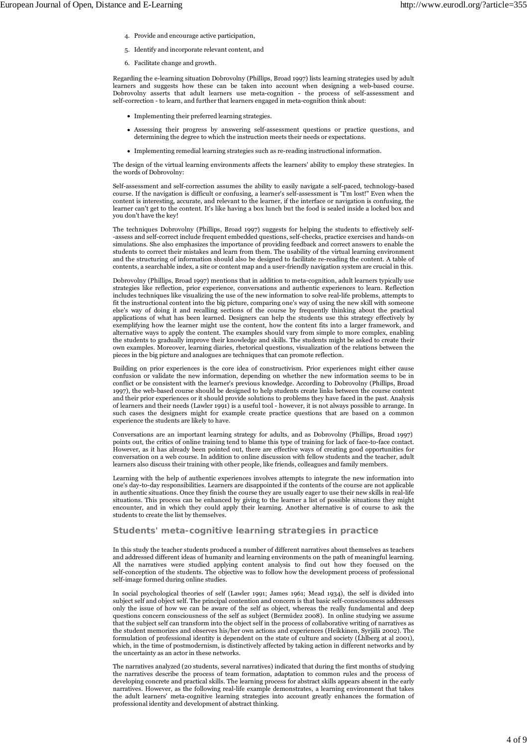4. Provide and encourage active participation,
5. Identify and incorporate relevant content, and
6. Facilitate change and growth.

Regarding the e-learning situation Dobrovolny (Phillips, Broad 1997) lists learning strategies used by adult learners and suggests how these can be taken into account when designing a web-based course. Dobrovolny asserts that adult learners use meta-cognition - the process of self-assessment and self-correction - to learn, and further that learners engaged in meta-cognition think about:

- Implementing their preferred learning strategies.
- Assessing their progress by answering self-assessment questions or practice questions, and determining the degree to which the instruction meets their needs or expectations.
- Implementing remedial learning strategies such as re-reading instructional information.

The design of the virtual learning environments affects the learners' ability to employ these strategies. In the words of Dobrovolny:

Self-assessment and self-correction assumes the ability to easily navigate a self-paced, technology-based course. If the navigation is difficult or confusing, a learner's self-assessment is "I'm lost!" Even when the content is interesting, accurate, and relevant to the learner, if the interface or navigation is confusing, the learner can't get to the content. It's like having a box lunch but the food is sealed inside a locked box and you don't have the key!

The techniques Dobrovolny (Phillips, Broad 1997) suggests for helping the students to effectively self--assess and self-correct include frequent embedded questions, self-checks, practice exercises and hands-on simulations. She also emphasizes the importance of providing feedback and correct answers to enable the students to correct their mistakes and learn from them. The usability of the virtual learning environment and the structuring of information should also be designed to facilitate re-reading the content. A table of contents, a searchable index, a site or content map and a user-friendly navigation system are crucial in this.

Dobrovolny (Phillips, Broad 1997) mentions that in addition to meta-cognition, adult learners typically use strategies like reflection, prior experience, conversations and authentic experiences to learn. Reflection includes techniques like visualizing the use of the new information to solve real-life problems, attempts to fit the instructional content into the big picture, comparing one's way of using the new skill with someone else's way of doing it and recalling sections of the course by frequently thinking about the practical applications of what has been learned. Designers can help the students use this strategy effectively by exemplifying how the learner might use the content, how the content fits into a larger framework, and alternative ways to apply the content. The examples should vary from simple to more complex, enabling the students to gradually improve their knowledge and skills. The students might be asked to create their own examples. Moreover, learning diaries, rhetorical questions, visualization of the relations between the pieces in the big picture and analogues are techniques that can promote reflection.

Building on prior experiences is the core idea of constructivism. Prior experiences might either cause confusion or validate the new information, depending on whether the new information seems to be in conflict or be consistent with the learner's previous knowledge. According to Dobrovolny (Phillips, Broad 1997), the web-based course should be designed to help students create links between the course content and their prior experiences or it should provide solutions to problems they have faced in the past. Analysis of learners and their needs (Lawler 1991) is a useful tool - however, it is not always possible to arrange. In such cases the designers might for example create practice questions that are based on a common experience the students are likely to have.

Conversations are an important learning strategy for adults, and as Dobrovolny (Phillips, Broad 1997) points out, the critics of online training tend to blame this type of training for lack of face-to-face contact. However, as it has already been pointed out, there are effective ways of creating good opportunities for conversation on a web course. In addition to online discussion with fellow students and the teacher, adult learners also discuss their training with other people, like friends, colleagues and family members.

Learning with the help of authentic experiences involves attempts to integrate the new information into one's day-to-day responsibilities. Learners are disappointed if the contents of the course are not applicable in authentic situations. Once they finish the course they are usually eager to use their new skills in real-life situations. This process can be enhanced by giving to the learner a list of possible situations they might encounter, and in which they could apply their learning. Another alternative is of course to ask the students to create the list by themselves.

## Students' meta-cognitive learning strategies in practice

In this study the teacher students produced a number of different narratives about themselves as teachers and addressed different ideas of humanity and learning environments on the path of meaningful learning. All the narratives were studied applying content analysis to find out how they focused on the self-conception of the students. The objective was to follow how the development process of professional self-image formed during online studies.

In social psychological theories of self (Lawler 1991; James 1961; Mead 1934), the self is divided into subject self and object self. The principal contention and concern is that basic self-consciousness addresses only the issue of how we can be aware of the self as object, whereas the really fundamental and deep questions concern consciousness of the self as subject (Bermúdez 2008). In online studying we assume that the subject self can transform into the object self in the process of collaborative writing of narratives as the student memorizes and observes his/her own actions and experiences (Heikkinen, Syrjälä 2002). The formulation of professional identity is dependent on the state of culture and society (Ĺhlberg at al 2001), which, in the time of postmodernism, is distinctively affected by taking action in different networks and by the uncertainty as an actor in these networks.

The narratives analyzed (20 students, several narratives) indicated that during the first months of studying the narratives describe the process of team formation, adaptation to common rules and the process of developing concrete and practical skills. The learning process for abstract skills appears absent in the early narratives. However, as the following real-life example demonstrates, a learning environment that takes the adult learners' meta-cognitive learning strategies into account greatly enhances the formation of professional identity and development of abstract thinking.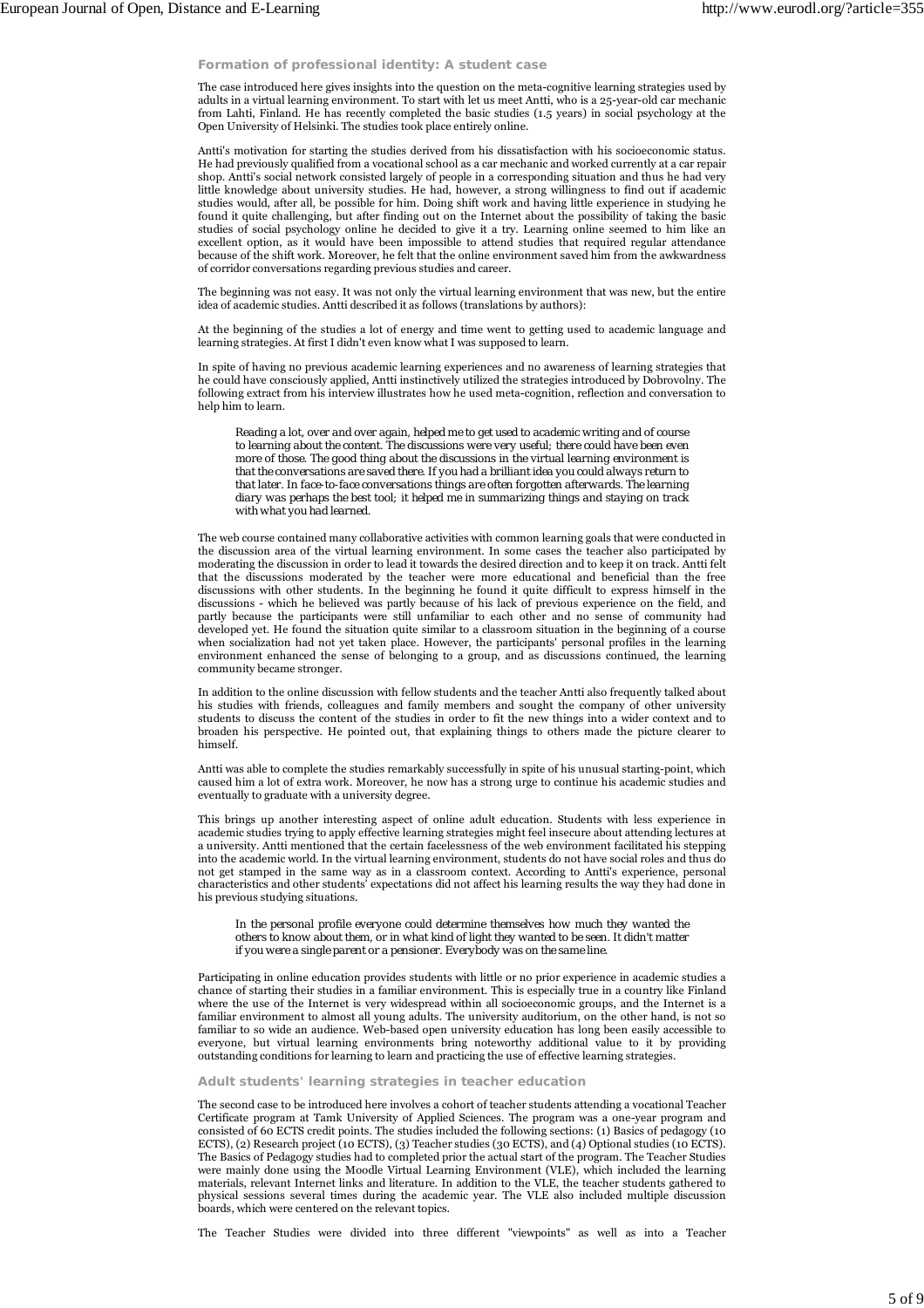### Formation of professional identity: A student case

The case introduced here gives insights into the question on the meta-cognitive learning strategies used by adults in a virtual learning environment. To start with let us meet Antti, who is a 25-year-old car mechanic from Lahti, Finland. He has recently completed the basic studies (1.5 years) in social psychology at the Open University of Helsinki. The studies took place entirely online.

Antti's motivation for starting the studies derived from his dissatisfaction with his socioeconomic status. He had previously qualified from a vocational school as a car mechanic and worked currently at a car repair shop. Antti's social network consisted largely of people in a corresponding situation and thus he had very little knowledge about university studies. He had, however, a strong willingness to find out if academic studies would, after all, be possible for him. Doing shift work and having little experience in studying he found it quite challenging, but after finding out on the Internet about the possibility of taking the basic studies of social psychology online he decided to give it a try. Learning online seemed to him like an excellent option, as it would have been impossible to attend studies that required regular attendance because of the shift work. Moreover, he felt that the online environment saved him from the awkwardness of corridor conversations regarding previous studies and career.

The beginning was not easy. It was not only the virtual learning environment that was new, but the entire idea of academic studies. Antti described it as follows (translations by authors):

At the beginning of the studies a lot of energy and time went to getting used to academic language and learning strategies. At first I didn't even know what I was supposed to learn.

In spite of having no previous academic learning experiences and no awareness of learning strategies that he could have consciously applied, Antti instinctively utilized the strategies introduced by Dobrovolny. The following extract from his interview illustrates how he used meta-cognition, reflection and conversation to help him to learn.

> *Reading a lot, over and over again, helped me to get used to academic writing and of course to learning about the content. The discussions were very useful; there could have been even more of those. The good thing about the discussions in the virtual learning environment is that the conversations are saved there. If you had a brilliant idea you could always return to that later. In face-to-face conversations things are often forgotten afterwards. The learning diary was perhaps the best tool; it helped me in summarizing things and staying on track with what you had learned.*

The web course contained many collaborative activities with common learning goals that were conducted in the discussion area of the virtual learning environment. In some cases the teacher also participated by moderating the discussion in order to lead it towards the desired direction and to keep it on track. Antti felt that the discussions moderated by the teacher were more educational and beneficial than the free discussions with other students. In the beginning he found it quite difficult to express himself in the discussions - which he believed was partly because of his lack of previous experience on the field, and partly because the participants were still unfamiliar to each other and no sense of community had developed yet. He found the situation quite similar to a classroom situation in the beginning of a course when socialization had not yet taken place. However, the participants' personal profiles in the learning environment enhanced the sense of belonging to a group, and as discussions continued, the learning community became stronger.

In addition to the online discussion with fellow students and the teacher Antti also frequently talked about his studies with friends, colleagues and family members and sought the company of other university students to discuss the content of the studies in order to fit the new things into a wider context and to broaden his perspective. He pointed out, that explaining things to others made the picture clearer to himself.

Antti was able to complete the studies remarkably successfully in spite of his unusual starting-point, which caused him a lot of extra work. Moreover, he now has a strong urge to continue his academic studies and eventually to graduate with a university degree.

This brings up another interesting aspect of online adult education. Students with less experience in academic studies trying to apply effective learning strategies might feel insecure about attending lectures at a university. Antti mentioned that the certain facelessness of the web environment facilitated his stepping into the academic world. In the virtual learning environment, students do not have social roles and thus do not get stamped in the same way as in a classroom context. According to Antti's experience, personal characteristics and other students' expectations did not affect his learning results the way they had done in his previous studying situations.

> *In the personal profile everyone could determine themselves how much they wanted the others to know about them, or in what kind of light they wanted to be seen. It didn't matter if you were a single parent or a pensioner. Everybody was on the same line.*

Participating in online education provides students with little or no prior experience in academic studies a chance of starting their studies in a familiar environment. This is especially true in a country like Finland where the use of the Internet is very widespread within all socioeconomic groups, and the Internet is a familiar environment to almost all young adults. The university auditorium, on the other hand, is not so familiar to so wide an audience. Web-based open university education has long been easily accessible to everyone, but virtual learning environments bring noteworthy additional value to it by providing outstanding conditions for learning to learn and practicing the use of effective learning strategies.

### Adult students' learning strategies in teacher education

The second case to be introduced here involves a cohort of teacher students attending a vocational Teacher Certificate program at Tamk University of Applied Sciences. The program was a one-year program and consisted of 60 ECTS credit points. The studies included the following sections: (1) Basics of pedagogy (10 ECTS), (2) Research project (10 ECTS), (3) Teacher studies (30 ECTS), and (4) Optional studies (10 ECTS). The Basics of Pedagogy studies had to completed prior the actual start of the program. The Teacher Studies were mainly done using the Moodle Virtual Learning Environment (VLE), which included the learning materials, relevant Internet links and literature. In addition to the VLE, the teacher students gathered to physical sessions several times during the academic year. The VLE also included multiple discussion boards, which were centered on the relevant topics.

The Teacher Studies were divided into three different "viewpoints" as well as into a Teacher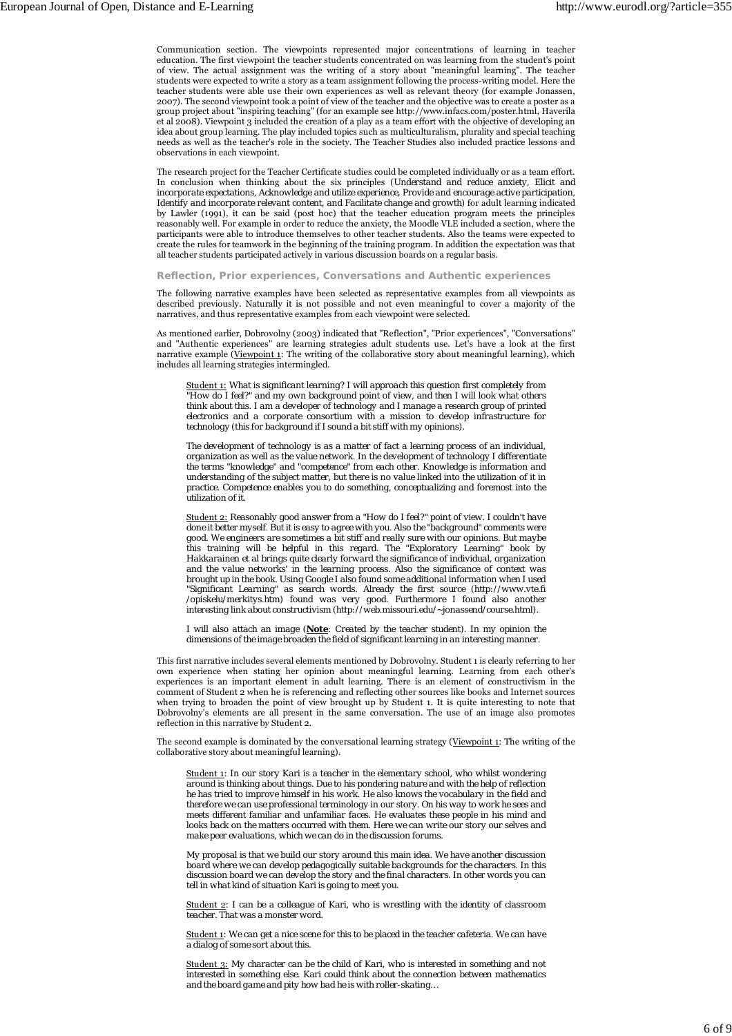Communication section. The viewpoints represented major concentrations of learning in teacher education. The first viewpoint the teacher students concentrated on was learning from the student's point of view. The actual assignment was the writing of a story about "meaningful learning". The teacher students were expected to write a story as a team assignment following the process-writing model. Here the teacher students were able use their own experiences as well as relevant theory (for example Jonassen, 2007). The second viewpoint took a point of view of the teacher and the objective was to create a poster as a group project about "inspiring teaching" (for an example see http://www.infacs.com/poster.html, Haverila et al 2008). Viewpoint 3 included the creation of a play as a team effort with the objective of developing an idea about group learning. The play included topics such as multiculturalism, plurality and special teaching needs as well as the teacher's role in the society. The Teacher Studies also included practice lessons and observations in each viewpoint.

The research project for the Teacher Certificate studies could be completed individually or as a team effort. In conclusion when thinking about the six principles (Understand and reduce anxiety, Elicit and incorporate expectations, Acknowledge and utilize experience, Provide and encourage active participation, Identify and incorporate relevant content, and Facilitate change and growth) for adult learning indicated by Lawler (1991), it can be said (post hoc) that the teacher education program meets the principles reasonably well. For example in order to reduce the anxiety, the Moodle VLE included a section, where the participants were able to introduce themselves to other teacher students. Also the teams were expected to create the rules for teamwork in the beginning of the training program. In addition the expectation was that all teacher students participated actively in various discussion boards on a regular basis.

## Reflection, Prior experiences, Conversations and Authentic experiences

The following narrative examples have been selected as representative examples from all viewpoints as described previously. Naturally it is not possible and not even meaningful to cover a majority of the narratives, and thus representative examples from each viewpoint were selected.

As mentioned earlier, Dobrovolny (2003) indicated that "Reflection", "Prior experiences", "Conversations" and "Authentic experiences" are learning strategies adult students use. Let's have a look at the first narrative example (Viewpoint 1: The writing of the collaborative story about meaningful learning), which includes all learning strategies intermingled.

> Student 1: What is significant learning? I will approach this question first completely from "How do I feel?" and my own background point of view, and then I will look what others think about this. I am a developer of technology and I manage a research group of printed electronics and a corporate consortium with a mission to develop infrastructure for technology (this for background if I sound a bit stiff with my opinions).
>
> The development of technology is as a matter of fact a learning process of an individual, organization as well as the value network. In the development of technology I differentiate the terms "knowledge" and "competence" from each other. Knowledge is information and understanding of the subject matter, but there is no value linked into the utilization of it in practice. Competence enables you to do something, conceptualizing and foremost into the utilization of it.
>
> Student 2: Reasonably good answer from a "How do I feel?" point of view. I couldn't have done it better myself. But it is easy to agree with you. Also the "background" comments were good. We engineers are sometimes a bit stiff and really sure with our opinions. But maybe this training will be helpful in this regard. The "Exploratory Learning" book by Hakkarainen et al brings quite clearly forward the significance of individual, organization and the value networks' in the learning process. Also the significance of context was brought up in the book. Using Google I also found some additional information when I used "Significant Learning" as search words. Already the first source (http://www.vte.fi/opiskelu/merkitys.htm) found was very good. Furthermore I found also another interesting link about constructivism (http://web.missouri.edu/~jonassend/course.html).
>
> I will also attach an image (**Note**: Created by the teacher student). In my opinion the dimensions of the image broaden the field of significant learning in an interesting manner.

This first narrative includes several elements mentioned by Dobrovolny. Student 1 is clearly referring to her own experience when stating her opinion about meaningful learning. Learning from each other's experiences is an important element in adult learning. There is an element of constructivism in the comment of Student 2 when he is referencing and reflecting other sources like books and Internet sources when trying to broaden the point of view brought up by Student 1. It is quite interesting to note that Dobrovolny's elements are all present in the same conversation. The use of an image also promotes reflection in this narrative by Student 2.

The second example is dominated by the conversational learning strategy (Viewpoint 1: The writing of the collaborative story about meaningful learning).

> Student 1: In our story Kari is a teacher in the elementary school, who whilst wondering around is thinking about things. Due to his pondering nature and with the help of reflection he has tried to improve himself in his work. He also knows the vocabulary in the field and therefore we can use professional terminology in our story. On his way to work he sees and meets different familiar and unfamiliar faces. He evaluates these people in his mind and looks back on the matters occurred with them. Here we can write our story our selves and make peer evaluations, which we can do in the discussion forums.
>
> My proposal is that we build our story around this main idea. We have another discussion board where we can develop pedagogically suitable backgrounds for the characters. In this discussion board we can develop the story and the final characters. In other words you can tell in what kind of situation Kari is going to meet you.
>
> Student 2: I can be a colleague of Kari, who is wrestling with the identity of classroom teacher. That was a monster word.
>
> Student 1: We can get a nice scene for this to be placed in the teacher cafeteria. We can have a dialog of some sort about this.
>
> Student 3: My character can be the child of Kari, who is interested in something and not interested in something else. Kari could think about the connection between mathematics and the board game and pity how bad he is with roller-skating…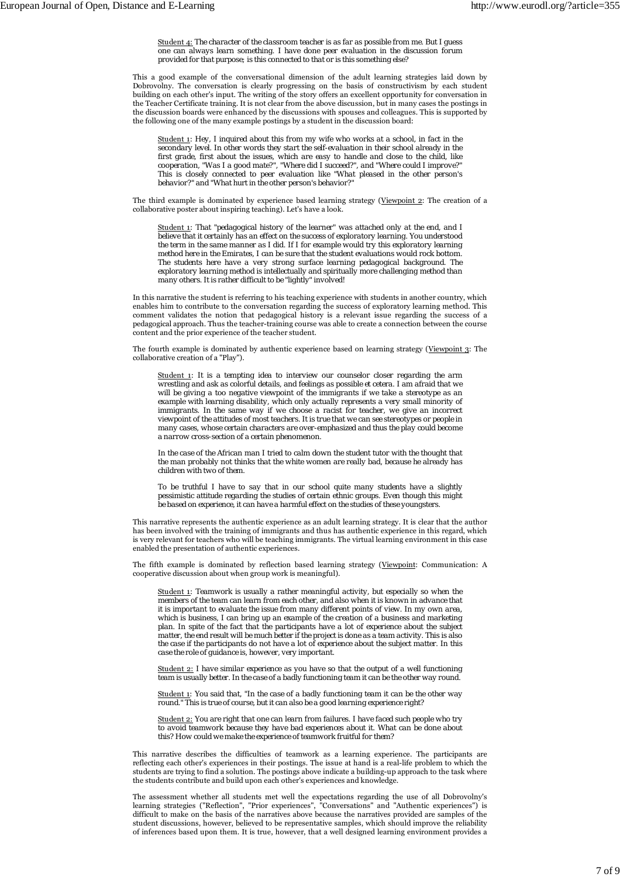> Student 4: The character of the classroom teacher is as far as possible from me. But I guess one can always learn something. I have done peer evaluation in the discussion forum provided for that purpose; is this connected to that or is this something else?

This a good example of the conversational dimension of the adult learning strategies laid down by Dobrovolny. The conversation is clearly progressing on the basis of constructivism by each student building on each other's input. The writing of the story offers an excellent opportunity for conversation in the Teacher Certificate training. It is not clear from the above discussion, but in many cases the postings in the discussion boards were enhanced by the discussions with spouses and colleagues. This is supported by the following one of the many example postings by a student in the discussion board:

> Student 1: Hey, I inquired about this from my wife who works at a school, in fact in the secondary level. In other words they start the self-evaluation in their school already in the first grade, first about the issues, which are easy to handle and close to the child, like cooperation, "Was I a good mate?", "Where did I succeed?", and "Where could I improve?" This is closely connected to peer evaluation like "What pleased in the other person's behavior?" and "What hurt in the other person's behavior?"

The third example is dominated by experience based learning strategy (Viewpoint 2: The creation of a collaborative poster about inspiring teaching). Let's have a look.

> Student 1: That "pedagogical history of the learner" was attached only at the end, and I believe that it certainly has an effect on the success of exploratory learning. You understood the term in the same manner as I did. If I for example would try this exploratory learning method here in the Emirates, I can be sure that the student evaluations would rock bottom. The students here have a very strong surface learning pedagogical background. The exploratory learning method is intellectually and spiritually more challenging method than many others. It is rather difficult to be "lightly" involved!

In this narrative the student is referring to his teaching experience with students in another country, which enables him to contribute to the conversation regarding the success of exploratory learning method. This comment validates the notion that pedagogical history is a relevant issue regarding the success of a pedagogical approach. Thus the teacher-training course was able to create a connection between the course content and the prior experience of the teacher student.

The fourth example is dominated by authentic experience based on learning strategy (Viewpoint 3: The collaborative creation of a "Play").

> Student 1: It is a tempting idea to interview our counselor closer regarding the arm wrestling and ask as colorful details, and feelings as possible et cetera. I am afraid that we will be giving a too negative viewpoint of the immigrants if we take a stereotype as an example with learning disability, which only actually represents a very small minority of immigrants. In the same way if we choose a racist for teacher, we give an incorrect viewpoint of the attitudes of most teachers. It is true that we can see stereotypes or people in many cases, whose certain characters are over-emphasized and thus the play could become a narrow cross-section of a certain phenomenon.
>
> In the case of the African man I tried to calm down the student tutor with the thought that the man probably not thinks that the white women are really bad, because he already has children with two of them.
>
> To be truthful I have to say that in our school quite many students have a slightly pessimistic attitude regarding the studies of certain ethnic groups. Even though this might be based on experience, it can have a harmful effect on the studies of these youngsters.

This narrative represents the authentic experience as an adult learning strategy. It is clear that the author has been involved with the training of immigrants and thus has authentic experience in this regard, which is very relevant for teachers who will be teaching immigrants. The virtual learning environment in this case enabled the presentation of authentic experiences.

The fifth example is dominated by reflection based learning strategy (Viewpoint: Communication: A cooperative discussion about when group work is meaningful).

> Student 1: Teamwork is usually a rather meaningful activity, but especially so when the members of the team can learn from each other, and also when it is known in advance that it is important to evaluate the issue from many different points of view. In my own area, which is business, I can bring up an example of the creation of a business and marketing plan. In spite of the fact that the participants have a lot of experience about the subject matter, the end result will be much better if the project is done as a team activity. This is also the case if the participants do not have a lot of experience about the subject matter. In this case the role of guidance is, however, very important.
>
> Student 2: I have similar experience as you have so that the output of a well functioning team is usually better. In the case of a badly functioning team it can be the other way round.
>
> Student 1: You said that, "In the case of a badly functioning team it can be the other way round." This is true of course, but it can also be a good learning experience right?
>
> Student 2: You are right that one can learn from failures. I have faced such people who try to avoid teamwork because they have bad experiences about it. What can be done about this? How could we make the experience of teamwork fruitful for them?

This narrative describes the difficulties of teamwork as a learning experience. The participants are reflecting each other's experiences in their postings. The issue at hand is a real-life problem to which the students are trying to find a solution. The postings above indicate a building-up approach to the task where the students contribute and build upon each other's experiences and knowledge.

The assessment whether all students met well the expectations regarding the use of all Dobrovolny's learning strategies ("Reflection", "Prior experiences", "Conversations" and "Authentic experiences") is difficult to make on the basis of the narratives above because the narratives provided are samples of the student discussions, however, believed to be representative samples, which should improve the reliability of inferences based upon them. It is true, however, that a well designed learning environment provides a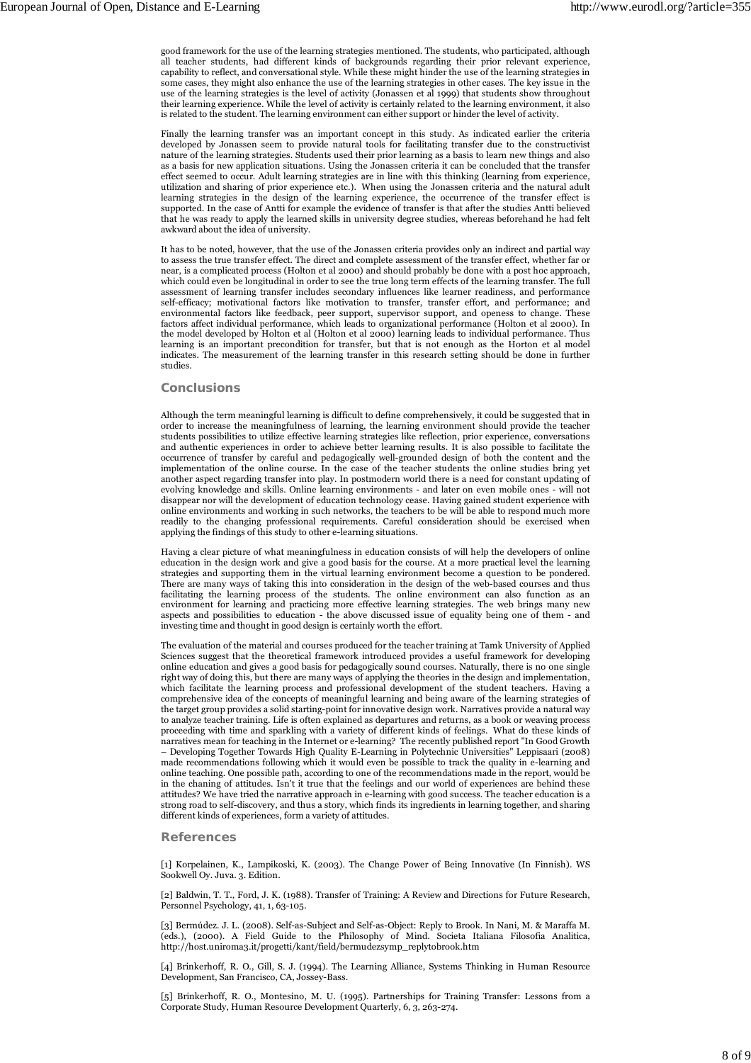good framework for the use of the learning strategies mentioned. The students, who participated, although all teacher students, had different kinds of backgrounds regarding their prior relevant experience, capability to reflect, and conversational style. While these might hinder the use of the learning strategies in some cases, they might also enhance the use of the learning strategies in other cases. The key issue in the use of the learning strategies is the level of activity (Jonassen et al 1999) that students show throughout their learning experience. While the level of activity is certainly related to the learning environment, it also is related to the student. The learning environment can either support or hinder the level of activity.

Finally the learning transfer was an important concept in this study. As indicated earlier the criteria developed by Jonassen seem to provide natural tools for facilitating transfer due to the constructivist nature of the learning strategies. Students used their prior learning as a basis to learn new things and also as a basis for new application situations. Using the Jonassen criteria it can be concluded that the transfer effect seemed to occur. Adult learning strategies are in line with this thinking (learning from experience, utilization and sharing of prior experience etc.). When using the Jonassen criteria and the natural adult learning strategies in the design of the learning experience, the occurrence of the transfer effect is supported. In the case of Antti for example the evidence of transfer is that after the studies Antti believed that he was ready to apply the learned skills in university degree studies, whereas beforehand he had felt awkward about the idea of university.

It has to be noted, however, that the use of the Jonassen criteria provides only an indirect and partial way to assess the true transfer effect. The direct and complete assessment of the transfer effect, whether far or near, is a complicated process (Holton et al 2000) and should probably be done with a post hoc approach, which could even be longitudinal in order to see the true long term effects of the learning transfer. The full assessment of learning transfer includes secondary influences like learner readiness, and performance self-efficacy; motivational factors like motivation to transfer, transfer effort, and performance; and environmental factors like feedback, peer support, supervisor support, and openess to change. These factors affect individual performance, which leads to organizational performance (Holton et al 2000). In the model developed by Holton et al (Holton et al 2000) learning leads to individual performance. Thus learning is an important precondition for transfer, but that is not enough as the Horton et al model indicates. The measurement of the learning transfer in this research setting should be done in further studies.

## Conclusions

Although the term meaningful learning is difficult to define comprehensively, it could be suggested that in order to increase the meaningfulness of learning, the learning environment should provide the teacher students possibilities to utilize effective learning strategies like reflection, prior experience, conversations and authentic experiences in order to achieve better learning results. It is also possible to facilitate the occurrence of transfer by careful and pedagogically well-grounded design of both the content and the implementation of the online course. In the case of the teacher students the online studies bring yet another aspect regarding transfer into play. In postmodern world there is a need for constant updating of evolving knowledge and skills. Online learning environments - and later on even mobile ones - will not disappear nor will the development of education technology cease. Having gained student experience with online environments and working in such networks, the teachers to be will be able to respond much more readily to the changing professional requirements. Careful consideration should be exercised when applying the findings of this study to other e-learning situations.

Having a clear picture of what meaningfulness in education consists of will help the developers of online education in the design work and give a good basis for the course. At a more practical level the learning strategies and supporting them in the virtual learning environment become a question to be pondered. There are many ways of taking this into consideration in the design of the web-based courses and thus facilitating the learning process of the students. The online environment can also function as an environment for learning and practicing more effective learning strategies. The web brings many new aspects and possibilities to education - the above discussed issue of equality being one of them - and investing time and thought in good design is certainly worth the effort.

The evaluation of the material and courses produced for the teacher training at Tamk University of Applied Sciences suggest that the theoretical framework introduced provides a useful framework for developing online education and gives a good basis for pedagogically sound courses. Naturally, there is no one single right way of doing this, but there are many ways of applying the theories in the design and implementation, which facilitate the learning process and professional development of the student teachers. Having a comprehensive idea of the concepts of meaningful learning and being aware of the learning strategies of the target group provides a solid starting-point for innovative design work. Narratives provide a natural way to analyze teacher training. Life is often explained as departures and returns, as a book or weaving process proceeding with time and sparkling with a variety of different kinds of feelings. What do these kinds of narratives mean for teaching in the Internet or e-learning? The recently published report "In Good Growth – Developing Together Towards High Quality E-Learning in Polytechnic Universities" Leppisaari (2008) made recommendations following which it would even be possible to track the quality in e-learning and online teaching. One possible path, according to one of the recommendations made in the report, would be in the chaning of attitudes. Isn't it true that the feelings and our world of experiences are behind these attitudes? We have tried the narrative approach in e-learning with good success. The teacher education is a strong road to self-discovery, and thus a story, which finds its ingredients in learning together, and sharing different kinds of experiences, form a variety of attitudes.

## References

[1] Korpelainen, K., Lampikoski, K. (2003). The Change Power of Being Innovative (In Finnish). WS Sookwell Oy. Juva. 3. Edition.

[2] Baldwin, T. T., Ford, J. K. (1988). Transfer of Training: A Review and Directions for Future Research, Personnel Psychology, 41, 1, 63-105.

[3] Bermúdez. J. L. (2008). Self-as-Subject and Self-as-Object: Reply to Brook. In Nani, M. & Maraffa M. (eds.), (2000). A Field Guide to the Philosophy of Mind. Societa Italiana Filosofia Analitica, http://host.uniroma3.it/progetti/kant/field/bermudezsymp_replytobrook.htm

[4] Brinkerhoff, R. O., Gill, S. J. (1994). The Learning Alliance, Systems Thinking in Human Resource Development, San Francisco, CA, Jossey-Bass.

[5] Brinkerhoff, R. O., Montesino, M. U. (1995). Partnerships for Training Transfer: Lessons from a Corporate Study, Human Resource Development Quarterly, 6, 3, 263-274.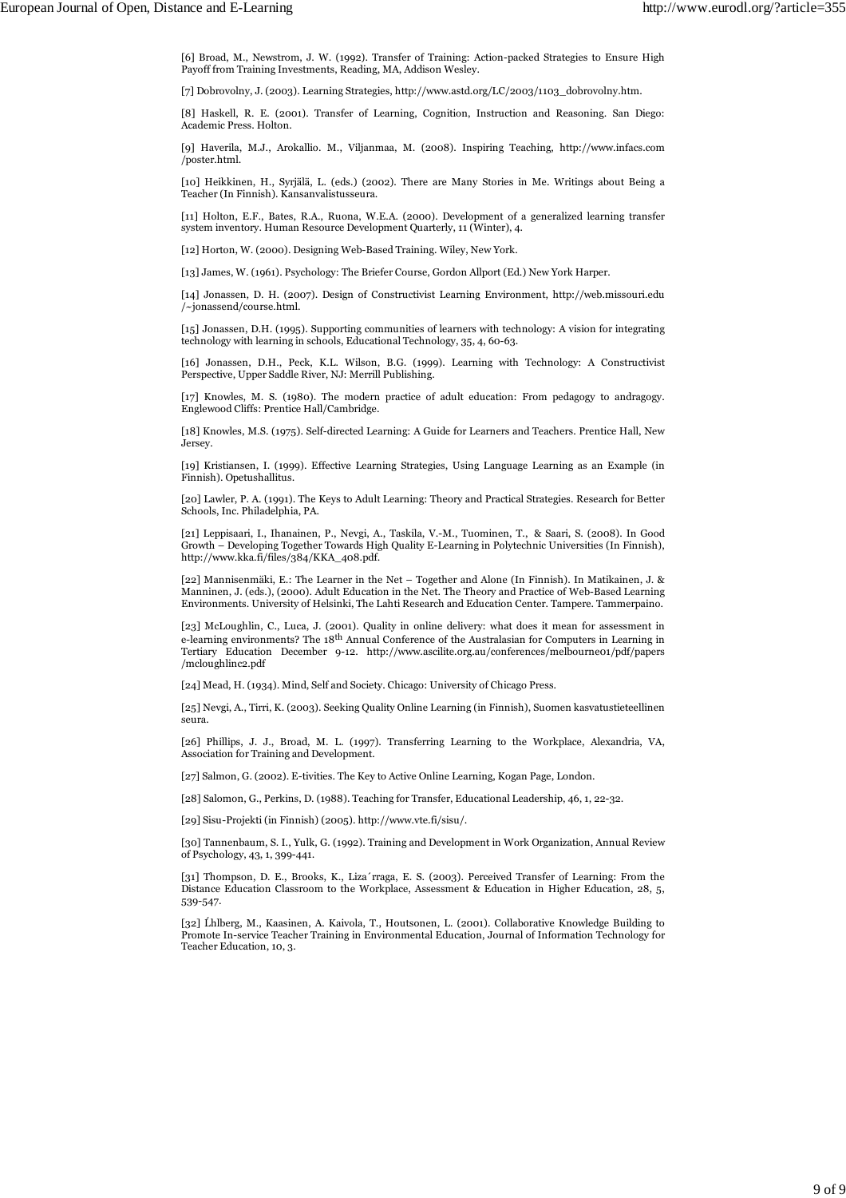[6] Broad, M., Newstrom, J. W. (1992). Transfer of Training: Action-packed Strategies to Ensure High Payoff from Training Investments, Reading, MA, Addison Wesley.

[7] Dobrovolny, J. (2003). Learning Strategies, http://www.astd.org/LC/2003/1103_dobrovolny.htm.

[8] Haskell, R. E. (2001). Transfer of Learning, Cognition, Instruction and Reasoning. San Diego: Academic Press. Holton.

[9] Haverila, M.J., Arokallio. M., Viljanmaa, M. (2008). Inspiring Teaching, http://www.infacs.com /poster.html.

[10] Heikkinen, H., Syrjälä, L. (eds.) (2002). There are Many Stories in Me. Writings about Being a Teacher (In Finnish). Kansanvalistusseura.

[11] Holton, E.F., Bates, R.A., Ruona, W.E.A. (2000). Development of a generalized learning transfer system inventory. Human Resource Development Quarterly, 11 (Winter), 4.

[12] Horton, W. (2000). Designing Web-Based Training. Wiley, New York.

[13] James, W. (1961). Psychology: The Briefer Course, Gordon Allport (Ed.) New York Harper.

[14] Jonassen, D. H. (2007). Design of Constructivist Learning Environment, http://web.missouri.edu /~jonassend/course.html.

[15] Jonassen, D.H. (1995). Supporting communities of learners with technology: A vision for integrating technology with learning in schools, Educational Technology, 35, 4, 60-63.

[16] Jonassen, D.H., Peck, K.L. Wilson, B.G. (1999). Learning with Technology: A Constructivist Perspective, Upper Saddle River, NJ: Merrill Publishing.

[17] Knowles, M. S. (1980). The modern practice of adult education: From pedagogy to andragogy. Englewood Cliffs: Prentice Hall/Cambridge.

[18] Knowles, M.S. (1975). Self-directed Learning: A Guide for Learners and Teachers. Prentice Hall, New Jersey.

[19] Kristiansen, I. (1999). Effective Learning Strategies, Using Language Learning as an Example (in Finnish). Opetushallitus.

[20] Lawler, P. A. (1991). The Keys to Adult Learning: Theory and Practical Strategies. Research for Better Schools, Inc. Philadelphia, PA.

[21] Leppisaari, I., Ihanainen, P., Nevgi, A., Taskila, V.-M., Tuominen, T., & Saari, S. (2008). In Good Growth – Developing Together Towards High Quality E-Learning in Polytechnic Universities (In Finnish), http://www.kka.fi/files/384/KKA_408.pdf.

[22] Mannisenmäki, E.: The Learner in the Net – Together and Alone (In Finnish). In Matikainen, J. & Manninen, J. (eds.), (2000). Adult Education in the Net. The Theory and Practice of Web-Based Learning Environments. University of Helsinki, The Lahti Research and Education Center. Tampere. Tammerpaino.

[23] McLoughlin, C., Luca, J. (2001). Quality in online delivery: what does it mean for assessment in e-learning environments? The 18th Annual Conference of the Australasian for Computers in Learning in Tertiary Education December 9-12. http://www.ascilite.org.au/conferences/melbourne01/pdf/papers /mcloughlinc2.pdf

[24] Mead, H. (1934). Mind, Self and Society. Chicago: University of Chicago Press.

[25] Nevgi, A., Tirri, K. (2003). Seeking Quality Online Learning (in Finnish), Suomen kasvatustieteellinen seura.

[26] Phillips, J. J., Broad, M. L. (1997). Transferring Learning to the Workplace, Alexandria, VA, Association for Training and Development.

[27] Salmon, G. (2002). E-tivities. The Key to Active Online Learning, Kogan Page, London.

[28] Salomon, G., Perkins, D. (1988). Teaching for Transfer, Educational Leadership, 46, 1, 22-32.

[29] Sisu-Projekti (in Finnish) (2005). http://www.vte.fi/sisu/.

[30] Tannenbaum, S. I., Yulk, G. (1992). Training and Development in Work Organization, Annual Review of Psychology, 43, 1, 399-441.

[31] Thompson, D. E., Brooks, K., Liza´rraga, E. S. (2003). Perceived Transfer of Learning: From the Distance Education Classroom to the Workplace, Assessment & Education in Higher Education, 28, 5, 539-547.

[32] Ĺhlberg, M., Kaasinen, A. Kaivola, T., Houtsonen, L. (2001). Collaborative Knowledge Building to Promote In-service Teacher Training in Environmental Education, Journal of Information Technology for Teacher Education, 10, 3.